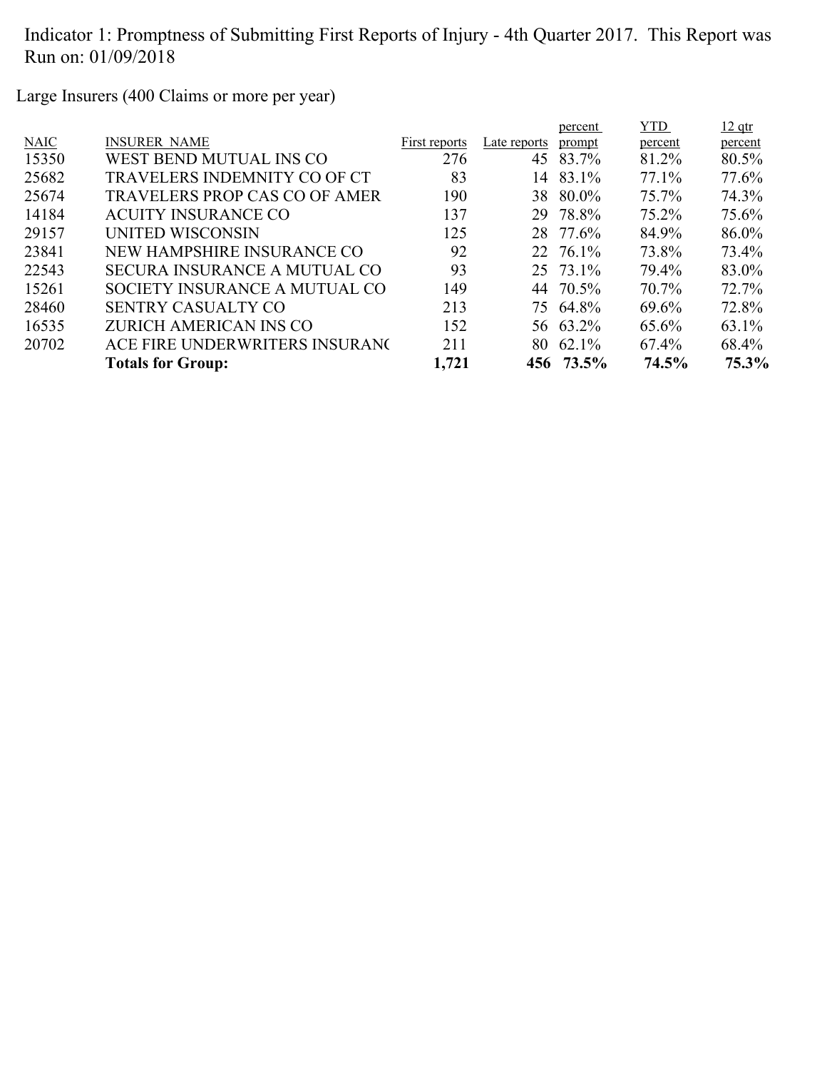Indicator 1: Promptness of Submitting First Reports of Injury - 4th Quarter 2017. This Report was Run on: 01/09/2018

Large Insurers (400 Claims or more per year)

| NAIC | INSURER NAME | First reports | Late reports | percent prompt | YTD percent | 12 qtr percent |
|---|---|---|---|---|---|---|
| 15350 | WEST BEND MUTUAL INS CO | 276 | 45 | 83.7% | 81.2% | 80.5% |
| 25682 | TRAVELERS INDEMNITY CO OF CT | 83 | 14 | 83.1% | 77.1% | 77.6% |
| 25674 | TRAVELERS PROP CAS CO OF AMER | 190 | 38 | 80.0% | 75.7% | 74.3% |
| 14184 | ACUITY INSURANCE CO | 137 | 29 | 78.8% | 75.2% | 75.6% |
| 29157 | UNITED WISCONSIN | 125 | 28 | 77.6% | 84.9% | 86.0% |
| 23841 | NEW HAMPSHIRE INSURANCE CO | 92 | 22 | 76.1% | 73.8% | 73.4% |
| 22543 | SECURA INSURANCE A MUTUAL CO | 93 | 25 | 73.1% | 79.4% | 83.0% |
| 15261 | SOCIETY INSURANCE A MUTUAL CO | 149 | 44 | 70.5% | 70.7% | 72.7% |
| 28460 | SENTRY CASUALTY CO | 213 | 75 | 64.8% | 69.6% | 72.8% |
| 16535 | ZURICH AMERICAN INS CO | 152 | 56 | 63.2% | 65.6% | 63.1% |
| 20702 | ACE FIRE UNDERWRITERS INSURANC | 211 | 80 | 62.1% | 67.4% | 68.4% |
| | **Totals for Group:** | **1,721** | **456** | **73.5%** | **74.5%** | **75.3%** |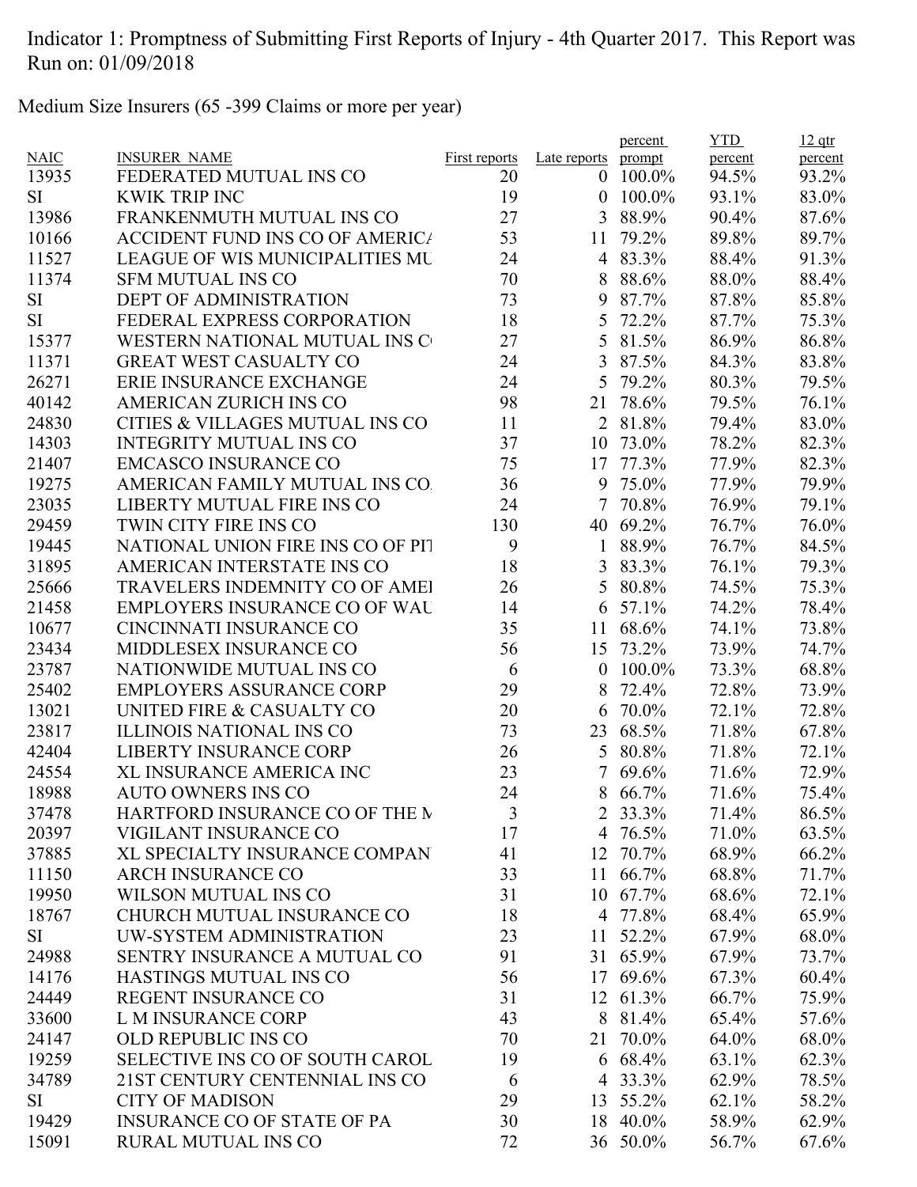Indicator 1: Promptness of Submitting First Reports of Injury - 4th Quarter 2017. This Report was Run on: 01/09/2018

Medium Size Insurers (65 -399 Claims or more per year)

| NAIC | INSURER_NAME | First reports | Late reports | percent prompt | YTD percent | 12 qtr percent |
|---|---|---|---|---|---|---|
| 13935 | FEDERATED MUTUAL INS CO | 20 | 0 | 100.0% | 94.5% | 93.2% |
| SI | KWIK TRIP INC | 19 | 0 | 100.0% | 93.1% | 83.0% |
| 13986 | FRANKENMUTH MUTUAL INS CO | 27 | 3 | 88.9% | 90.4% | 87.6% |
| 10166 | ACCIDENT FUND INS CO OF AMERICA | 53 | 11 | 79.2% | 89.8% | 89.7% |
| 11527 | LEAGUE OF WIS MUNICIPALITIES MU | 24 | 4 | 83.3% | 88.4% | 91.3% |
| 11374 | SFM MUTUAL INS CO | 70 | 8 | 88.6% | 88.0% | 88.4% |
| SI | DEPT OF ADMINISTRATION | 73 | 9 | 87.7% | 87.8% | 85.8% |
| SI | FEDERAL EXPRESS CORPORATION | 18 | 5 | 72.2% | 87.7% | 75.3% |
| 15377 | WESTERN NATIONAL MUTUAL INS C | 27 | 5 | 81.5% | 86.9% | 86.8% |
| 11371 | GREAT WEST CASUALTY CO | 24 | 3 | 87.5% | 84.3% | 83.8% |
| 26271 | ERIE INSURANCE EXCHANGE | 24 | 5 | 79.2% | 80.3% | 79.5% |
| 40142 | AMERICAN ZURICH INS CO | 98 | 21 | 78.6% | 79.5% | 76.1% |
| 24830 | CITIES & VILLAGES MUTUAL INS CO | 11 | 2 | 81.8% | 79.4% | 83.0% |
| 14303 | INTEGRITY MUTUAL INS CO | 37 | 10 | 73.0% | 78.2% | 82.3% |
| 21407 | EMCASCO INSURANCE CO | 75 | 17 | 77.3% | 77.9% | 82.3% |
| 19275 | AMERICAN FAMILY MUTUAL INS CO. | 36 | 9 | 75.0% | 77.9% | 79.9% |
| 23035 | LIBERTY MUTUAL FIRE INS CO | 24 | 7 | 70.8% | 76.9% | 79.1% |
| 29459 | TWIN CITY FIRE INS CO | 130 | 40 | 69.2% | 76.7% | 76.0% |
| 19445 | NATIONAL UNION FIRE INS CO OF PIT | 9 | 1 | 88.9% | 76.7% | 84.5% |
| 31895 | AMERICAN INTERSTATE INS CO | 18 | 3 | 83.3% | 76.1% | 79.3% |
| 25666 | TRAVELERS INDEMNITY CO OF AMEI | 26 | 5 | 80.8% | 74.5% | 75.3% |
| 21458 | EMPLOYERS INSURANCE CO OF WAU | 14 | 6 | 57.1% | 74.2% | 78.4% |
| 10677 | CINCINNATI INSURANCE CO | 35 | 11 | 68.6% | 74.1% | 73.8% |
| 23434 | MIDDLESEX INSURANCE CO | 56 | 15 | 73.2% | 73.9% | 74.7% |
| 23787 | NATIONWIDE MUTUAL INS CO | 6 | 0 | 100.0% | 73.3% | 68.8% |
| 25402 | EMPLOYERS ASSURANCE CORP | 29 | 8 | 72.4% | 72.8% | 73.9% |
| 13021 | UNITED FIRE & CASUALTY CO | 20 | 6 | 70.0% | 72.1% | 72.8% |
| 23817 | ILLINOIS NATIONAL INS CO | 73 | 23 | 68.5% | 71.8% | 67.8% |
| 42404 | LIBERTY INSURANCE CORP | 26 | 5 | 80.8% | 71.8% | 72.1% |
| 24554 | XL INSURANCE AMERICA INC | 23 | 7 | 69.6% | 71.6% | 72.9% |
| 18988 | AUTO OWNERS INS CO | 24 | 8 | 66.7% | 71.6% | 75.4% |
| 37478 | HARTFORD INSURANCE CO OF THE M | 3 | 2 | 33.3% | 71.4% | 86.5% |
| 20397 | VIGILANT INSURANCE CO | 17 | 4 | 76.5% | 71.0% | 63.5% |
| 37885 | XL SPECIALTY INSURANCE COMPAN | 41 | 12 | 70.7% | 68.9% | 66.2% |
| 11150 | ARCH INSURANCE CO | 33 | 11 | 66.7% | 68.8% | 71.7% |
| 19950 | WILSON MUTUAL INS CO | 31 | 10 | 67.7% | 68.6% | 72.1% |
| 18767 | CHURCH MUTUAL INSURANCE CO | 18 | 4 | 77.8% | 68.4% | 65.9% |
| SI | UW-SYSTEM ADMINISTRATION | 23 | 11 | 52.2% | 67.9% | 68.0% |
| 24988 | SENTRY INSURANCE A MUTUAL CO | 91 | 31 | 65.9% | 67.9% | 73.7% |
| 14176 | HASTINGS MUTUAL INS CO | 56 | 17 | 69.6% | 67.3% | 60.4% |
| 24449 | REGENT INSURANCE CO | 31 | 12 | 61.3% | 66.7% | 75.9% |
| 33600 | L M INSURANCE CORP | 43 | 8 | 81.4% | 65.4% | 57.6% |
| 24147 | OLD REPUBLIC INS CO | 70 | 21 | 70.0% | 64.0% | 68.0% |
| 19259 | SELECTIVE INS CO OF SOUTH CAROL | 19 | 6 | 68.4% | 63.1% | 62.3% |
| 34789 | 21ST CENTURY CENTENNIAL INS CO | 6 | 4 | 33.3% | 62.9% | 78.5% |
| SI | CITY OF MADISON | 29 | 13 | 55.2% | 62.1% | 58.2% |
| 19429 | INSURANCE CO OF STATE OF PA | 30 | 18 | 40.0% | 58.9% | 62.9% |
| 15091 | RURAL MUTUAL INS CO | 72 | 36 | 50.0% | 56.7% | 67.6% |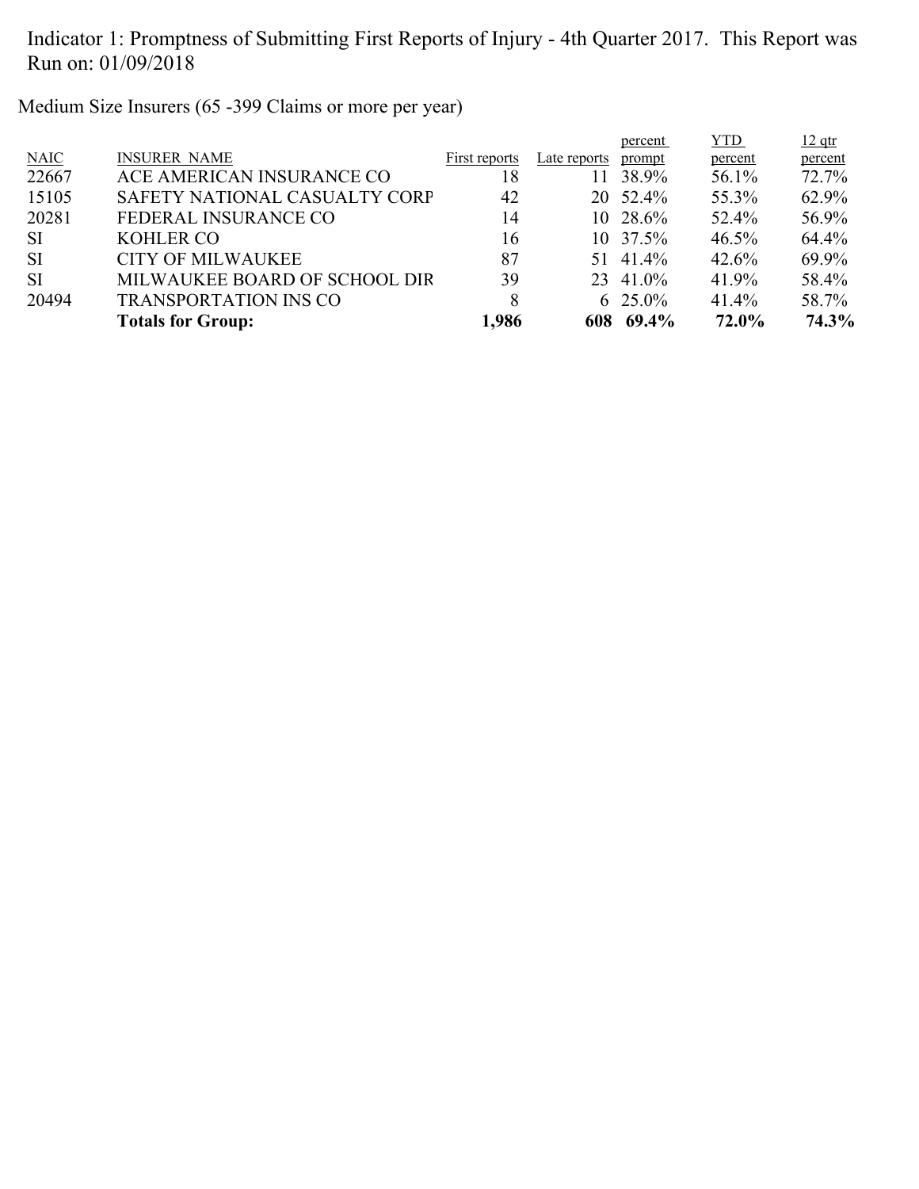Indicator 1: Promptness of Submitting First Reports of Injury - 4th Quarter 2017. This Report was Run on: 01/09/2018

Medium Size Insurers (65 -399 Claims or more per year)

| NAIC | INSURER_NAME | First reports | Late reports | percent prompt | YTD percent | 12 qtr percent |
|---|---|---|---|---|---|---|
| 22667 | ACE AMERICAN INSURANCE CO | 18 | 11 | 38.9% | 56.1% | 72.7% |
| 15105 | SAFETY NATIONAL CASUALTY CORP | 42 | 20 | 52.4% | 55.3% | 62.9% |
| 20281 | FEDERAL INSURANCE CO | 14 | 10 | 28.6% | 52.4% | 56.9% |
| SI | KOHLER CO | 16 | 10 | 37.5% | 46.5% | 64.4% |
| SI | CITY OF MILWAUKEE | 87 | 51 | 41.4% | 42.6% | 69.9% |
| SI | MILWAUKEE BOARD OF SCHOOL DIR | 39 | 23 | 41.0% | 41.9% | 58.4% |
| 20494 | TRANSPORTATION INS CO | 8 | 6 | 25.0% | 41.4% | 58.7% |
| | **Totals for Group:** | **1,986** | **608** | **69.4%** | **72.0%** | **74.3%** |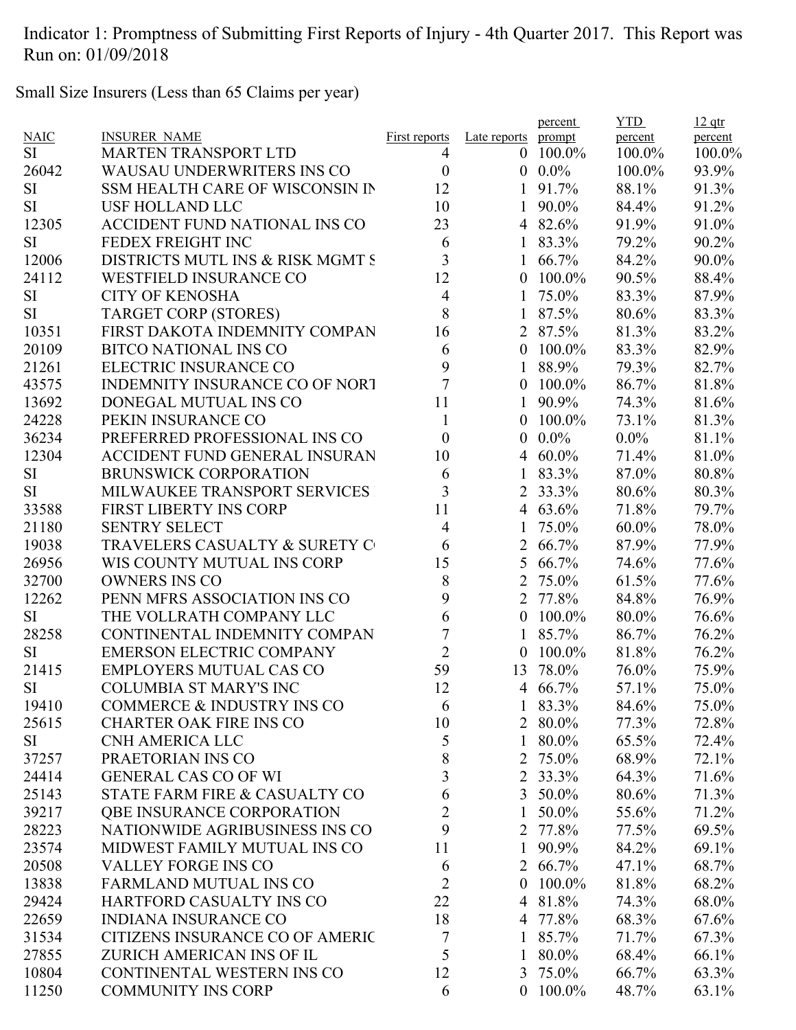Indicator 1: Promptness of Submitting First Reports of Injury - 4th Quarter 2017. This Report was Run on: 01/09/2018

Small Size Insurers (Less than 65 Claims per year)

| NAIC | INSURER_NAME | First reports | Late reports | percent prompt | YTD percent | 12 qtr percent |
|---|---|---|---|---|---|---|
| SI | MARTEN TRANSPORT LTD | 4 | 0 | 100.0% | 100.0% | 100.0% |
| 26042 | WAUSAU UNDERWRITERS INS CO | 0 | 0 | 0.0% | 100.0% | 93.9% |
| SI | SSM HEALTH CARE OF WISCONSIN IN | 12 | 1 | 91.7% | 88.1% | 91.3% |
| SI | USF HOLLAND LLC | 10 | 1 | 90.0% | 84.4% | 91.2% |
| 12305 | ACCIDENT FUND NATIONAL INS CO | 23 | 4 | 82.6% | 91.9% | 91.0% |
| SI | FEDEX FREIGHT INC | 6 | 1 | 83.3% | 79.2% | 90.2% |
| 12006 | DISTRICTS MUTL INS & RISK MGMT S | 3 | 1 | 66.7% | 84.2% | 90.0% |
| 24112 | WESTFIELD INSURANCE CO | 12 | 0 | 100.0% | 90.5% | 88.4% |
| SI | CITY OF KENOSHA | 4 | 1 | 75.0% | 83.3% | 87.9% |
| SI | TARGET CORP (STORES) | 8 | 1 | 87.5% | 80.6% | 83.3% |
| 10351 | FIRST DAKOTA INDEMNITY COMPAN | 16 | 2 | 87.5% | 81.3% | 83.2% |
| 20109 | BITCO NATIONAL INS CO | 6 | 0 | 100.0% | 83.3% | 82.9% |
| 21261 | ELECTRIC INSURANCE CO | 9 | 1 | 88.9% | 79.3% | 82.7% |
| 43575 | INDEMNITY INSURANCE CO OF NORT | 7 | 0 | 100.0% | 86.7% | 81.8% |
| 13692 | DONEGAL MUTUAL INS CO | 11 | 1 | 90.9% | 74.3% | 81.6% |
| 24228 | PEKIN INSURANCE CO | 1 | 0 | 100.0% | 73.1% | 81.3% |
| 36234 | PREFERRED PROFESSIONAL INS CO | 0 | 0 | 0.0% | 0.0% | 81.1% |
| 12304 | ACCIDENT FUND GENERAL INSURAN | 10 | 4 | 60.0% | 71.4% | 81.0% |
| SI | BRUNSWICK CORPORATION | 6 | 1 | 83.3% | 87.0% | 80.8% |
| SI | MILWAUKEE TRANSPORT SERVICES | 3 | 2 | 33.3% | 80.6% | 80.3% |
| 33588 | FIRST LIBERTY INS CORP | 11 | 4 | 63.6% | 71.8% | 79.7% |
| 21180 | SENTRY SELECT | 4 | 1 | 75.0% | 60.0% | 78.0% |
| 19038 | TRAVELERS CASUALTY & SURETY C | 6 | 2 | 66.7% | 87.9% | 77.9% |
| 26956 | WIS COUNTY MUTUAL INS CORP | 15 | 5 | 66.7% | 74.6% | 77.6% |
| 32700 | OWNERS INS CO | 8 | 2 | 75.0% | 61.5% | 77.6% |
| 12262 | PENN MFRS ASSOCIATION INS CO | 9 | 2 | 77.8% | 84.8% | 76.9% |
| SI | THE VOLLRATH COMPANY LLC | 6 | 0 | 100.0% | 80.0% | 76.6% |
| 28258 | CONTINENTAL INDEMNITY COMPAN | 7 | 1 | 85.7% | 86.7% | 76.2% |
| SI | EMERSON ELECTRIC COMPANY | 2 | 0 | 100.0% | 81.8% | 76.2% |
| 21415 | EMPLOYERS MUTUAL CAS CO | 59 | 13 | 78.0% | 76.0% | 75.9% |
| SI | COLUMBIA ST MARY'S INC | 12 | 4 | 66.7% | 57.1% | 75.0% |
| 19410 | COMMERCE & INDUSTRY INS CO | 6 | 1 | 83.3% | 84.6% | 75.0% |
| 25615 | CHARTER OAK FIRE INS CO | 10 | 2 | 80.0% | 77.3% | 72.8% |
| SI | CNH AMERICA LLC | 5 | 1 | 80.0% | 65.5% | 72.4% |
| 37257 | PRAETORIAN INS CO | 8 | 2 | 75.0% | 68.9% | 72.1% |
| 24414 | GENERAL CAS CO OF WI | 3 | 2 | 33.3% | 64.3% | 71.6% |
| 25143 | STATE FARM FIRE & CASUALTY CO | 6 | 3 | 50.0% | 80.6% | 71.3% |
| 39217 | QBE INSURANCE CORPORATION | 2 | 1 | 50.0% | 55.6% | 71.2% |
| 28223 | NATIONWIDE AGRIBUSINESS INS CO | 9 | 2 | 77.8% | 77.5% | 69.5% |
| 23574 | MIDWEST FAMILY MUTUAL INS CO | 11 | 1 | 90.9% | 84.2% | 69.1% |
| 20508 | VALLEY FORGE INS CO | 6 | 2 | 66.7% | 47.1% | 68.7% |
| 13838 | FARMLAND MUTUAL INS CO | 2 | 0 | 100.0% | 81.8% | 68.2% |
| 29424 | HARTFORD CASUALTY INS CO | 22 | 4 | 81.8% | 74.3% | 68.0% |
| 22659 | INDIANA INSURANCE CO | 18 | 4 | 77.8% | 68.3% | 67.6% |
| 31534 | CITIZENS INSURANCE CO OF AMERIC | 7 | 1 | 85.7% | 71.7% | 67.3% |
| 27855 | ZURICH AMERICAN INS OF IL | 5 | 1 | 80.0% | 68.4% | 66.1% |
| 10804 | CONTINENTAL WESTERN INS CO | 12 | 3 | 75.0% | 66.7% | 63.3% |
| 11250 | COMMUNITY INS CORP | 6 | 0 | 100.0% | 48.7% | 63.1% |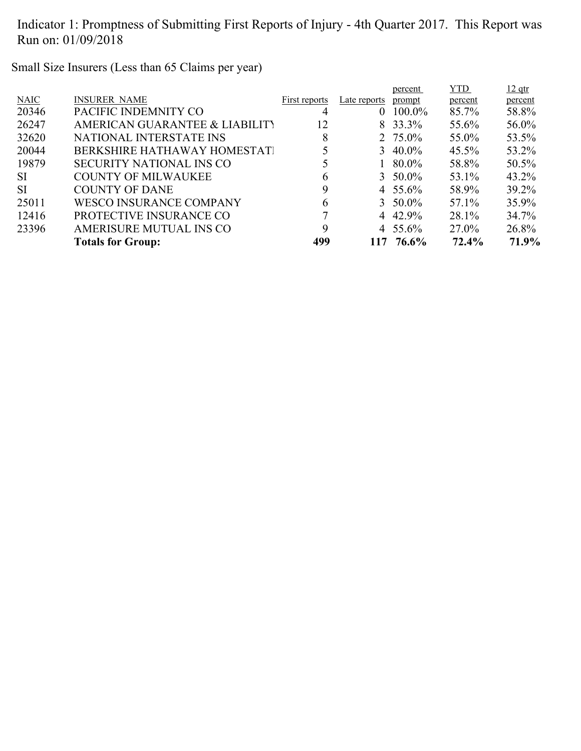Indicator 1: Promptness of Submitting First Reports of Injury - 4th Quarter 2017. This Report was Run on: 01/09/2018

Small Size Insurers (Less than 65 Claims per year)

| NAIC | INSURER NAME | First reports | Late reports | percent prompt | YTD percent | 12 qtr percent |
|---|---|---|---|---|---|---|
| 20346 | PACIFIC INDEMNITY CO | 4 | 0 | 100.0% | 85.7% | 58.8% |
| 26247 | AMERICAN GUARANTEE & LIABILITY | 12 | 8 | 33.3% | 55.6% | 56.0% |
| 32620 | NATIONAL INTERSTATE INS | 8 | 2 | 75.0% | 55.0% | 53.5% |
| 20044 | BERKSHIRE HATHAWAY HOMESTATI | 5 | 3 | 40.0% | 45.5% | 53.2% |
| 19879 | SECURITY NATIONAL INS CO | 5 | 1 | 80.0% | 58.8% | 50.5% |
| SI | COUNTY OF MILWAUKEE | 6 | 3 | 50.0% | 53.1% | 43.2% |
| SI | COUNTY OF DANE | 9 | 4 | 55.6% | 58.9% | 39.2% |
| 25011 | WESCO INSURANCE COMPANY | 6 | 3 | 50.0% | 57.1% | 35.9% |
| 12416 | PROTECTIVE INSURANCE CO | 7 | 4 | 42.9% | 28.1% | 34.7% |
| 23396 | AMERISURE MUTUAL INS CO | 9 | 4 | 55.6% | 27.0% | 26.8% |
| | **Totals for Group:** | **499** | **117** | **76.6%** | **72.4%** | **71.9%** |